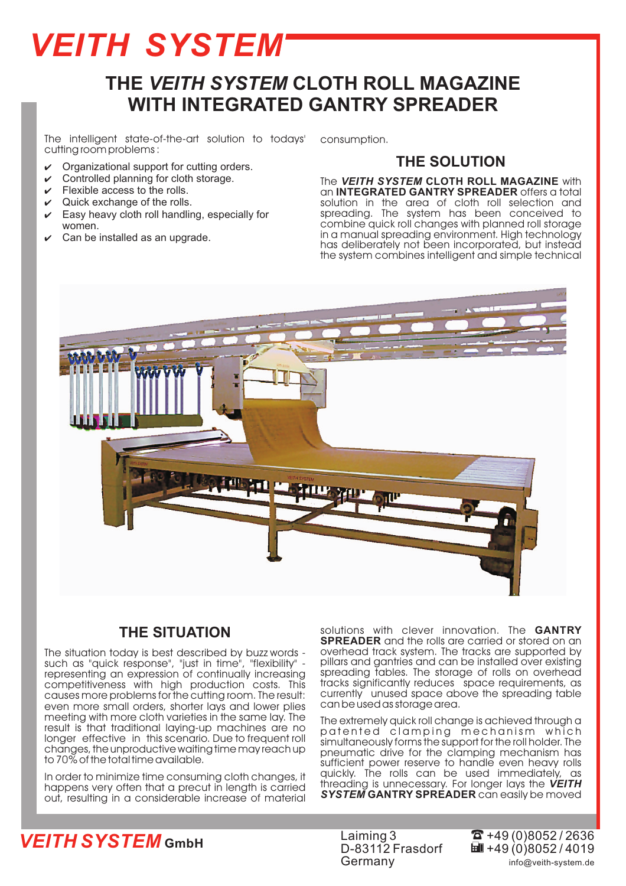# VEITH SYSTEM

## THE *VEITH SYSTEM* CLOTH ROLL MAGAZINE WITH INTEGRATED GANTRY SPREADER

The intelligent state-of-the-art solution to todays' cutting room problems :

- ✔ Organizational support for cutting orders.
- ✔ Controlled planning for cloth storage.
- ✔ Flexible access to the rolls.
- ✔ Quick exchange of the rolls.
- ✔ Easy heavy cloth roll handling, especially for women.
- ✔ Can be installed as an upgrade.

## THE SITUATION

The situation today is best described by buzz words - such as "quick response", "just in time", "flexibility" - representing an expression of continually increasing competitiveness with high production costs. This causes more problems for the cutting room. The result: even more small orders, shorter lays and lower plies meeting with more cloth varieties in the same lay. The result is that traditional laying-up machines are no longer effective in this scenario. Due to frequent roll changes, the unproductive waiting time may reach up to 70% of the total time available.

In order to minimize time consuming cloth changes, it happens very often that a precut in length is carried out, resulting in a considerable increase of material consumption.

## THE SOLUTION

The ***VEITH SYSTEM* CLOTH ROLL MAGAZINE** with an **INTEGRATED GANTRY SPREADER** offers a total solution in the area of cloth roll selection and spreading. The system has been conceived to combine quick roll changes with planned roll storage in a manual spreading environment. High technology has deliberately not been incorporated, but instead the system combines intelligent and simple technical solutions with clever innovation. The **GANTRY SPREADER** and the rolls are carried or stored on an overhead track system. The tracks are supported by pillars and gantries and can be installed over existing spreading tables. The storage of rolls on overhead tracks significantly reduces space requirements, as currently unused space above the spreading table can be used as storage area.

The extremely quick roll change is achieved through a patented clamping mechanism which simultaneously forms the support for the roll holder. The pneumatic drive for the clamping mechanism has sufficient power reserve to handle even heavy rolls quickly. The rolls can be used immediately, as threading is unnecessary. For longer lays the ***VEITH SYSTEM* GANTRY SPREADER** can easily be moved

**VEITH SYSTEM GmbH**
Laiming 3
D-83112 Frasdorf
Germany
☎ +49 (0)8052 / 2636
Fax +49 (0)8052 / 4019
info@veith-system.de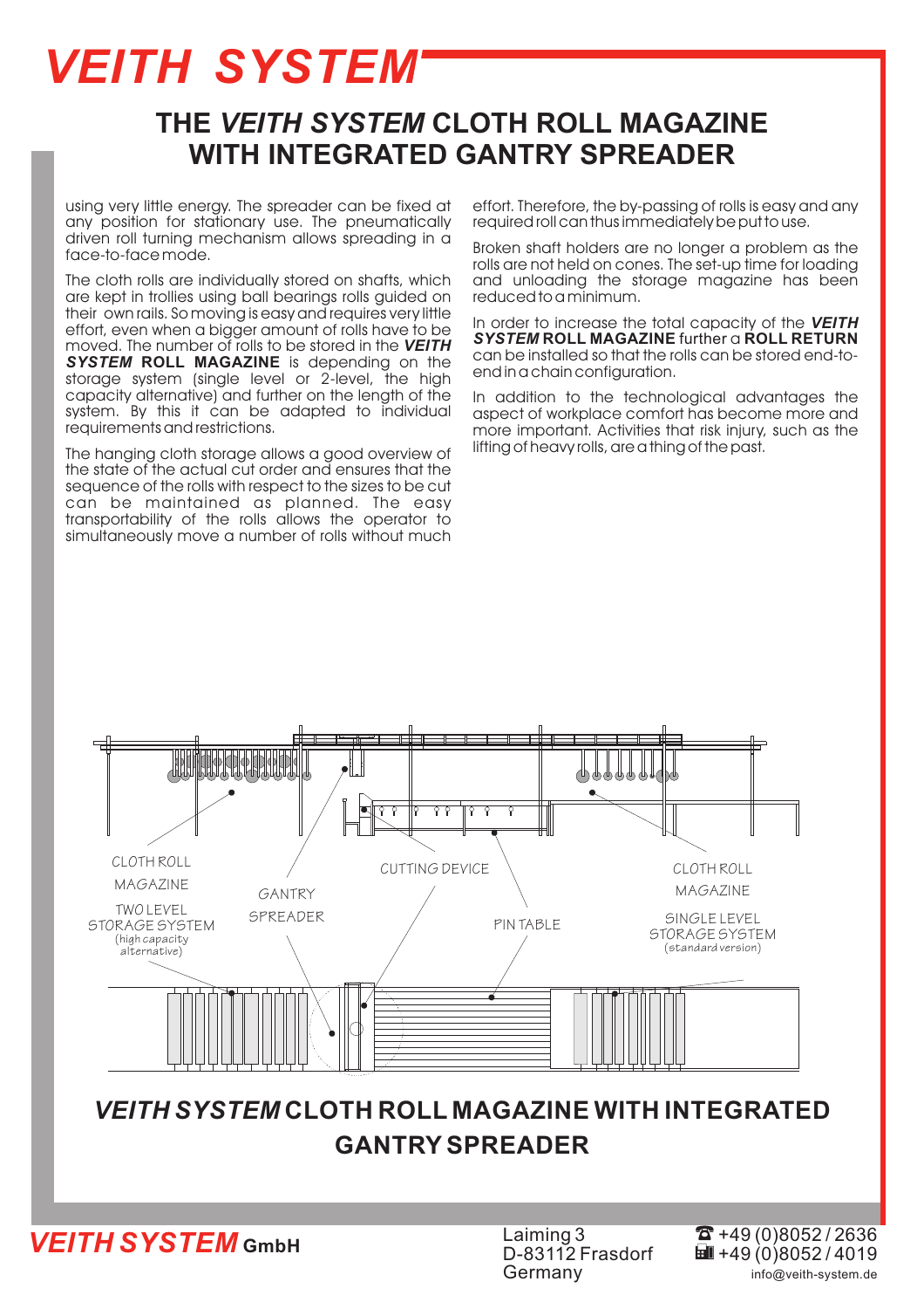# VEITH SYSTEM

## THE *VEITH SYSTEM* CLOTH ROLL MAGAZINE WITH INTEGRATED GANTRY SPREADER

using very little energy. The spreader can be fixed at any position for stationary use. The pneumatically driven roll turning mechanism allows spreading in a face-to-face mode.

The cloth rolls are individually stored on shafts, which are kept in trolleys using ball bearings rolls guided on their own rails. So moving is easy and requires very little effort, even when a bigger amount of rolls have to be moved. The number of rolls to be stored in the ***VEITH SYSTEM* ROLL MAGAZINE** is depending on the storage system (single level or 2-level, the high capacity alternative) and further on the length of the system. By this it can be adapted to individual requirements and restrictions.

The hanging cloth storage allows a good overview of the state of the actual cut order and ensures that the sequence of the rolls with respect to the sizes to be cut can be maintained as planned. The easy transportability of the rolls allows the operator to simultaneously move a number of rolls without much effort. Therefore, the by-passing of rolls is easy and any required roll can thus immediately be put to use.

Broken shaft holders are no longer a problem as the rolls are not held on cones. The set-up time for loading and unloading the storage magazine has been reduced to a minimum.

In order to increase the total capacity of the ***VEITH SYSTEM* ROLL MAGAZINE** further a **ROLL RETURN** can be installed so that the rolls can be stored end-to-end in a chain configuration.

In addition to the technological advantages the aspect of workplace comfort has become more and more important. Activities that risk injury, such as the lifting of heavy rolls, are a thing of the past.

CLOTH ROLL MAGAZINE
TWO LEVEL STORAGE SYSTEM
(high capacity alternative)

GANTRY SPREADER

CUTTING DEVICE

PIN TABLE

CLOTH ROLL MAGAZINE
SINGLE LEVEL STORAGE SYSTEM
(standard version)

## *VEITH SYSTEM* CLOTH ROLL MAGAZINE WITH INTEGRATED GANTRY SPREADER

***VEITH SYSTEM* GmbH**

Laiming 3
D-83112 Frasdorf
Germany

☎ +49 (0)8052 / 2636
Fax +49 (0)8052 / 4019
info@veith-system.de